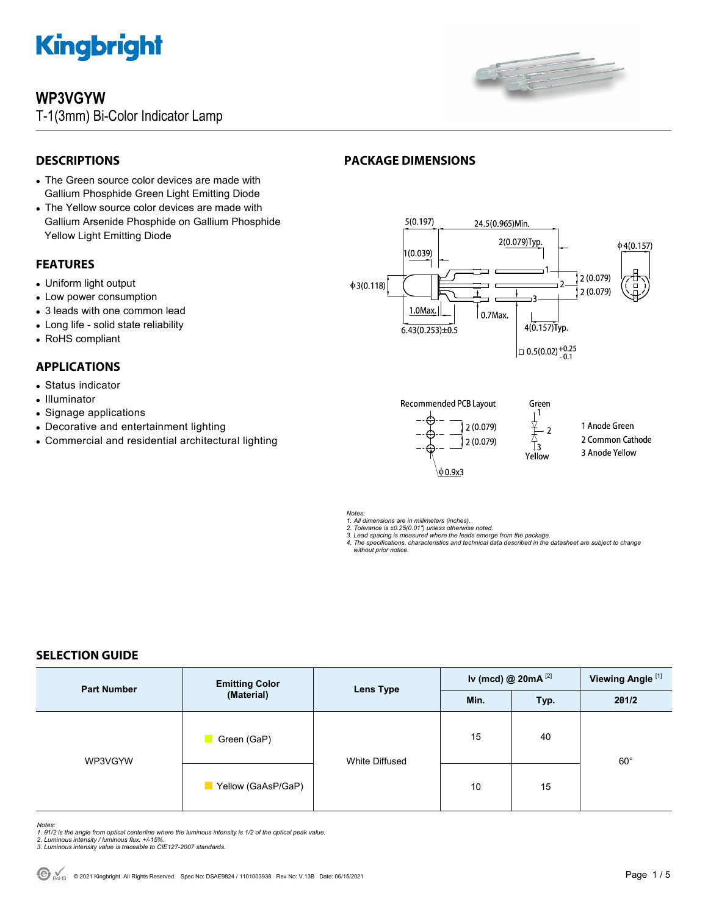# WP3VGYW

T-1(3mm) Bi-Color Indicator Lamp

## DESCRIPTIONS

- The Green source color devices are made with Gallium Phosphide Green Light Emitting Diode
- The Yellow source color devices are made with Gallium Arsenide Phosphide on Gallium Phosphide Yellow Light Emitting Diode

## FEATURES

- Uniform light output
- Low power consumption
- 3 leads with one common lead
- Long life - solid state reliability
- RoHS compliant

## APPLICATIONS

- Status indicator
- Illuminator
- Signage applications
- Decorative and entertainment lighting
- Commercial and residential architectural lighting

## PACKAGE DIMENSIONS

Recommended PCB Layout

1 Anode Green
2 Common Cathode
3 Anode Yellow

*Notes:*
*1. All dimensions are in millimeters (inches).*
*2. Tolerance is ±0.25(0.01") unless otherwise noted.*
*3. Lead spacing is measured where the leads emerge from the package.*
*4. The specifications, characteristics and technical data described in the datasheet are subject to change without prior notice.*

## SELECTION GUIDE

| Part Number | Emitting Color (Material) | Lens Type | Iv (mcd) @ 20mA [2] | | Viewing Angle [1] |
|---|---|---|---|---|---|
| | | | Min. | Typ. | 2θ1/2 |
| WP3VGYW | Green (GaP) | White Diffused | 15 | 40 | 60° |
| | Yellow (GaAsP/GaP) | | 10 | 15 | |

*Notes:*
*1. θ1/2 is the angle from optical centerline where the luminous intensity is 1/2 of the optical peak value.*
*2. Luminous intensity / luminous flux: +/-15%.*
*3. Luminous intensity value is traceable to CIE127-2007 standards.*

© 2021 Kingbright. All Rights Reserved. Spec No: DSAE9824 / 1101003938 Rev No: V.13B Date: 06/15/2021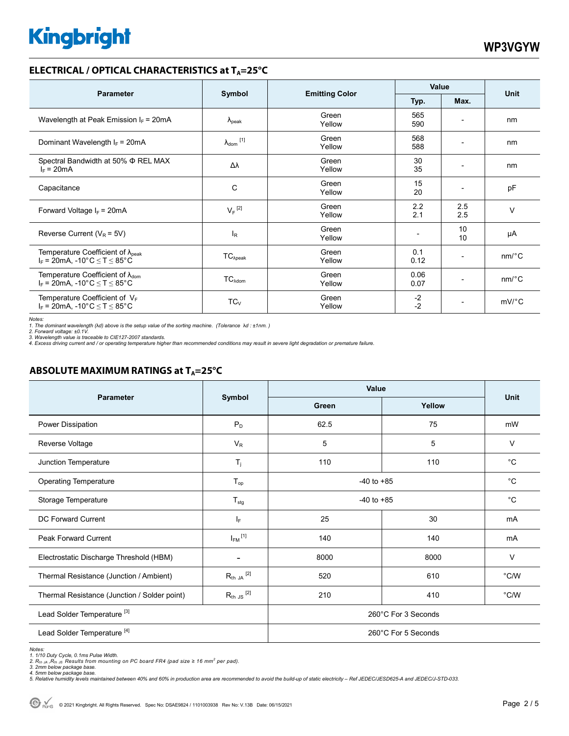## ELECTRICAL / OPTICAL CHARACTERISTICS at $T_A$=25°C

| Parameter | Symbol | Emitting Color | Value | | Unit |
|---|---|---|---|---|---|
| | | | Typ. | Max. | |
| Wavelength at Peak Emission $I_F$ = 20mA | $\lambda_{peak}$ | Green<br>Yellow | 565<br>590 | - | nm |
| Dominant Wavelength $I_F$ = 20mA | $\lambda_{dom}$ [1] | Green<br>Yellow | 568<br>588 | - | nm |
| Spectral Bandwidth at 50% Φ REL MAX $I_F$ = 20mA | Δλ | Green<br>Yellow | 30<br>35 | - | nm |
| Capacitance | C | Green<br>Yellow | 15<br>20 | - | pF |
| Forward Voltage $I_F$ = 20mA | $V_F$ [2] | Green<br>Yellow | 2.2<br>2.1 | 2.5<br>2.5 | V |
| Reverse Current ($V_R$ = 5V) | $I_R$ | Green<br>Yellow | - | 10<br>10 | μA |
| Temperature Coefficient of $\lambda_{peak}$ $I_F$ = 20mA, -10°C ≤ T ≤ 85°C | $TC_{\lambda peak}$ | Green<br>Yellow | 0.1<br>0.12 | - | nm/°C |
| Temperature Coefficient of $\lambda_{dom}$ $I_F$ = 20mA, -10°C ≤ T ≤ 85°C | $TC_{\lambda dom}$ | Green<br>Yellow | 0.06<br>0.07 | - | nm/°C |
| Temperature Coefficient of $V_F$ $I_F$ = 20mA, -10°C ≤ T ≤ 85°C | $TC_V$ | Green<br>Yellow | -2<br>-2 | - | mV/°C |

*Notes:*
*1. The dominant wavelength (λd) above is the setup value of the sorting machine. (Tolerance λd : ±1nm. )*
*2. Forward voltage: ±0.1V.*
*3. Wavelength value is traceable to CIE127-2007 standards.*
*4. Excess driving current and / or operating temperature higher than recommended conditions may result in severe light degradation or premature failure.*

## ABSOLUTE MAXIMUM RATINGS at $T_A$=25°C

| Parameter | Symbol | Value | | Unit |
|---|---|---|---|---|
| | | Green | Yellow | |
| Power Dissipation | $P_D$ | 62.5 | 75 | mW |
| Reverse Voltage | $V_R$ | 5 | 5 | V |
| Junction Temperature | $T_j$ | 110 | 110 | °C |
| Operating Temperature | $T_{op}$ | -40 to +85 | | °C |
| Storage Temperature | $T_{stg}$ | -40 to +85 | | °C |
| DC Forward Current | $I_F$ | 25 | 30 | mA |
| Peak Forward Current | $I_{FM}$ [1] | 140 | 140 | mA |
| Electrostatic Discharge Threshold (HBM) | - | 8000 | 8000 | V |
| Thermal Resistance (Junction / Ambient) | $R_{th\ JA}$ [2] | 520 | 610 | °C/W |
| Thermal Resistance (Junction / Solder point) | $R_{th\ JS}$ [2] | 210 | 410 | °C/W |
| Lead Solder Temperature [3] | | 260°C For 3 Seconds | | |
| Lead Solder Temperature [4] | | 260°C For 5 Seconds | | |

*Notes:*
*1. 1/10 Duty Cycle, 0.1ms Pulse Width.*
*2. $R_{th\ JA}$ ,$R_{th\ JS}$ Results from mounting on PC board FR4 (pad size ≥ 16 $mm^2$ per pad).*
*3. 2mm below package base.*
*4. 5mm below package base.*
*5. Relative humidity levels maintained between 40% and 60% in production area are recommended to avoid the build-up of static electricity – Ref JEDEC/JESD625-A and JEDEC/J-STD-033.*

© 2021 Kingbright. All Rights Reserved. Spec No: DSAE9824 / 1101003938 Rev No: V.13B Date: 06/15/2021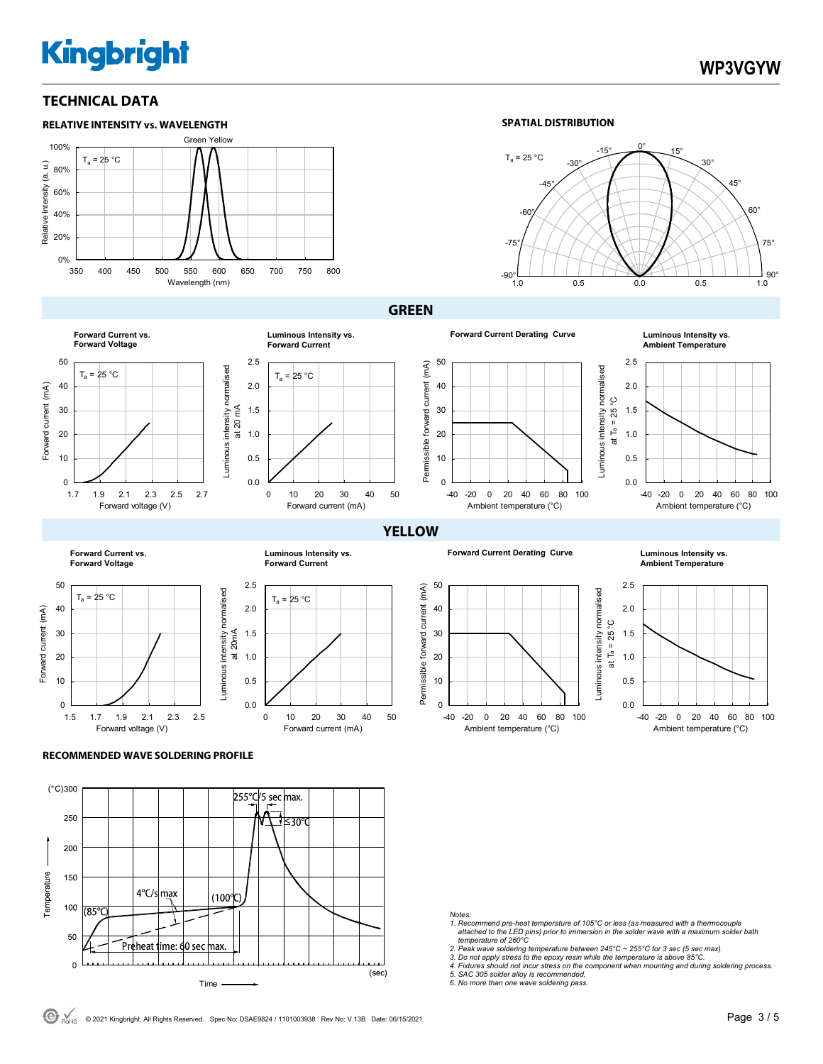## TECHNICAL DATA

### RELATIVE INTENSITY vs. WAVELENGTH

Green Yellow

$T_a$ = 25 °C

Relative Intensity (a. u.)

Wavelength (nm)

### SPATIAL DISTRIBUTION

$T_a$ = 25 °C

## GREEN

**Forward Current vs. Forward Voltage**

$T_a$ = 25 °C

Forward current (mA)

Forward voltage (V)

**Luminous Intensity vs. Forward Current**

$T_a$ = 25 °C

Luminous intensity normalised at 20 mA

Forward current (mA)

**Forward Current Derating Curve**

Permissible forward current (mA)

Ambient temperature (°C)

**Luminous Intensity vs. Ambient Temperature**

Luminous intensity normalised at $T_a$ = 25 °C

Ambient temperature (°C)

## YELLOW

**Forward Current vs. Forward Voltage**

$T_a$ = 25 °C

Forward current (mA)

Forward voltage (V)

**Luminous Intensity vs. Forward Current**

$T_a$ = 25 °C

Luminous intensity normalised at 20mA

Forward current (mA)

**Forward Current Derating Curve**

Permissible forward current (mA)

Ambient temperature (°C)

**Luminous Intensity vs. Ambient Temperature**

Luminous intensity normalised at $T_a$ = 25 °C

Ambient temperature (°C)

### RECOMMENDED WAVE SOLDERING PROFILE

255°C/5 sec max.

≤30°C

4°C/s max

(100°C)

(85°C)

Preheat time: 60 sec max.

Temperature

Time

Notes:

1. *Recommend pre-heat temperature of 105°C or less (as measured with a thermocouple attached to the LED pins) prior to immersion in the solder wave with a maximum solder bath temperature of 260°C*
2. *Peak wave soldering temperature between 245°C ~ 255°C for 3 sec (5 sec max).*
3. *Do not apply stress to the epoxy resin while the temperature is above 85°C.*
4. *Fixtures should not incur stress on the component when mounting and during soldering process.*
5. *SAC 305 solder alloy is recommended.*
6. *No more than one wave soldering pass.*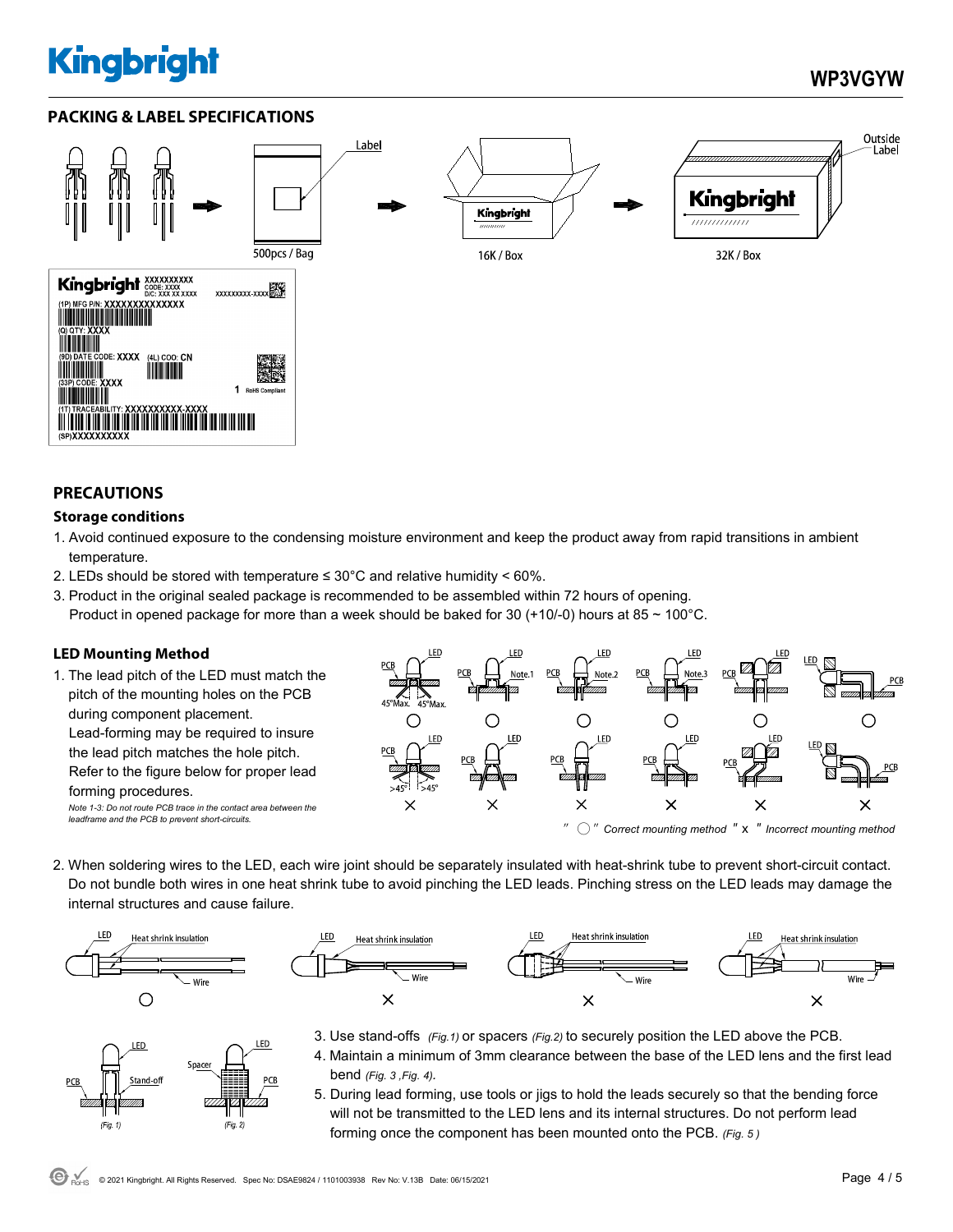## PACKING & LABEL SPECIFICATIONS

500pcs / Bag

16K / Box

32K / Box

## PRECAUTIONS

### Storage conditions

1. Avoid continued exposure to the condensing moisture environment and keep the product away from rapid transitions in ambient temperature.
2. LEDs should be stored with temperature ≤ 30°C and relative humidity < 60%.
3. Product in the original sealed package is recommended to be assembled within 72 hours of opening.
   Product in opened package for more than a week should be baked for 30 (+10/-0) hours at 85 ~ 100°C.

### LED Mounting Method

1. The lead pitch of the LED must match the pitch of the mounting holes on the PCB during component placement.
   Lead-forming may be required to insure the lead pitch matches the hole pitch.
   Refer to the figure below for proper lead forming procedures.
   *Note 1-3: Do not route PCB trace in the contact area between the leadframe and the PCB to prevent short-circuits.*

" ○ " Correct mounting method " x " Incorrect mounting method

2. When soldering wires to the LED, each wire joint should be separately insulated with heat-shrink tube to prevent short-circuit contact. Do not bundle both wires in one heat shrink tube to avoid pinching the LED leads. Pinching stress on the LED leads may damage the internal structures and cause failure.

3. Use stand-offs *(Fig.1)* or spacers *(Fig.2)* to securely position the LED above the PCB.
4. Maintain a minimum of 3mm clearance between the base of the LED lens and the first lead bend *(Fig. 3 ,Fig. 4)*.
5. During lead forming, use tools or jigs to hold the leads securely so that the bending force will not be transmitted to the LED lens and its internal structures. Do not perform lead forming once the component has been mounted onto the PCB. *(Fig. 5 )*

*(Fig. 1)* *(Fig. 2)*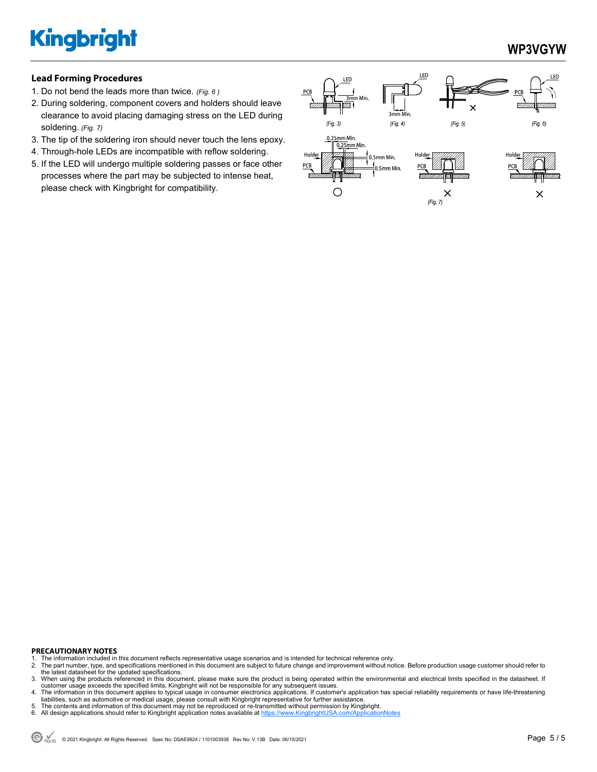### Lead Forming Procedures

1. Do not bend the leads more than twice. *(Fig. 6 )*
2. During soldering, component covers and holders should leave clearance to avoid placing damaging stress on the LED during soldering. *(Fig. 7)*
3. The tip of the soldering iron should never touch the lens epoxy.
4. Through-hole LEDs are incompatible with reflow soldering.
5. If the LED will undergo multiple soldering passes or face other processes where the part may be subjected to intense heat, please check with Kingbright for compatibility.

LED
PCB
3mm Min.
(Fig. 3)
LED
3mm Min.
(Fig. 4)
(Fig. 5)
LED
PCB
(Fig. 6)
0.25mm Min.
0.25mm Min.
Holder
PCB
0.5mm Min.
0.5mm Min.
Holder
PCB
Holder
PCB
(Fig. 7)

**PRECAUTIONARY NOTES**

1. The information included in this document reflects representative usage scenarios and is intended for technical reference only.
2. The part number, type, and specifications mentioned in this document are subject to future change and improvement without notice. Before production usage customer should refer to the latest datasheet for the updated specifications.
3. When using the products referenced in this document, please make sure the product is being operated within the environmental and electrical limits specified in the datasheet. If customer usage exceeds the specified limits, Kingbright will not be responsible for any subsequent issues.
4. The information in this document applies to typical usage in consumer electronics applications. If customer's application has special reliability requirements or have life-threatening liabilities, such as automotive or medical usage, please consult with Kingbright representative for further assistance.
5. The contents and information of this document may not be reproduced or re-transmitted without permission by Kingbright.
6. All design applications should refer to Kingbright application notes available at https://www.KingbrightUSA.com/ApplicationNotes

© 2021 Kingbright. All Rights Reserved. Spec No: DSAE9824 / 1101003938 Rev No: V.13B Date: 06/15/2021